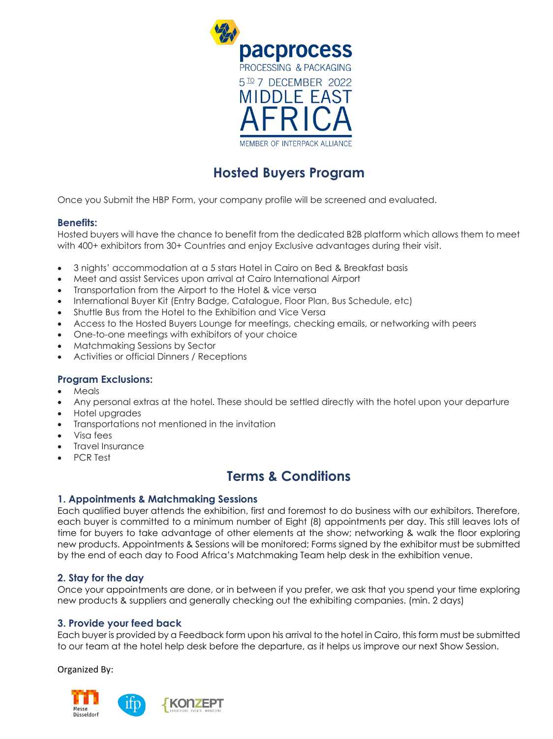pacprocess

PROCESSING & PACKAGING

5 TO 7 DECEMBER 2022

MIDDLE EAST AFRICA

MEMBER OF INTERPACK ALLIANCE

# Hosted Buyers Program

Once you Submit the HBP Form, your company profile will be screened and evaluated.

### Benefits:

Hosted buyers will have the chance to benefit from the dedicated B2B platform which allows them to meet with 400+ exhibitors from 30+ Countries and enjoy Exclusive advantages during their visit.

- 3 nights' accommodation at a 5 stars Hotel in Cairo on Bed & Breakfast basis
- Meet and assist Services upon arrival at Cairo International Airport
- Transportation from the Airport to the Hotel & vice versa
- International Buyer Kit (Entry Badge, Catalogue, Floor Plan, Bus Schedule, etc)
- Shuttle Bus from the Hotel to the Exhibition and Vice Versa
- Access to the Hosted Buyers Lounge for meetings, checking emails, or networking with peers
- One-to-one meetings with exhibitors of your choice
- Matchmaking Sessions by Sector
- Activities or official Dinners / Receptions

### Program Exclusions:

- Meals
- Any personal extras at the hotel. These should be settled directly with the hotel upon your departure
- Hotel upgrades
- Transportations not mentioned in the invitation
- Visa fees
- Travel Insurance
- PCR Test

## Terms & Conditions

### 1. Appointments & Matchmaking Sessions

Each qualified buyer attends the exhibition, first and foremost to do business with our exhibitors. Therefore, each buyer is committed to a minimum number of Eight (8) appointments per day. This still leaves lots of time for buyers to take advantage of other elements at the show; networking & walk the floor exploring new products. Appointments & Sessions will be monitored; Forms signed by the exhibitor must be submitted by the end of each day to Food Africa's Matchmaking Team help desk in the exhibition venue.

### 2. Stay for the day

Once your appointments are done, or in between if you prefer, we ask that you spend your time exploring new products & suppliers and generally checking out the exhibiting companies. (min. 2 days)

### 3. Provide your feed back

Each buyer is provided by a Feedback form upon his arrival to the hotel in Cairo, this form must be submitted to our team at the hotel help desk before the departure, as it helps us improve our next Show Session.

Organized By:

Messe Düsseldorf · ifp · KONZEPT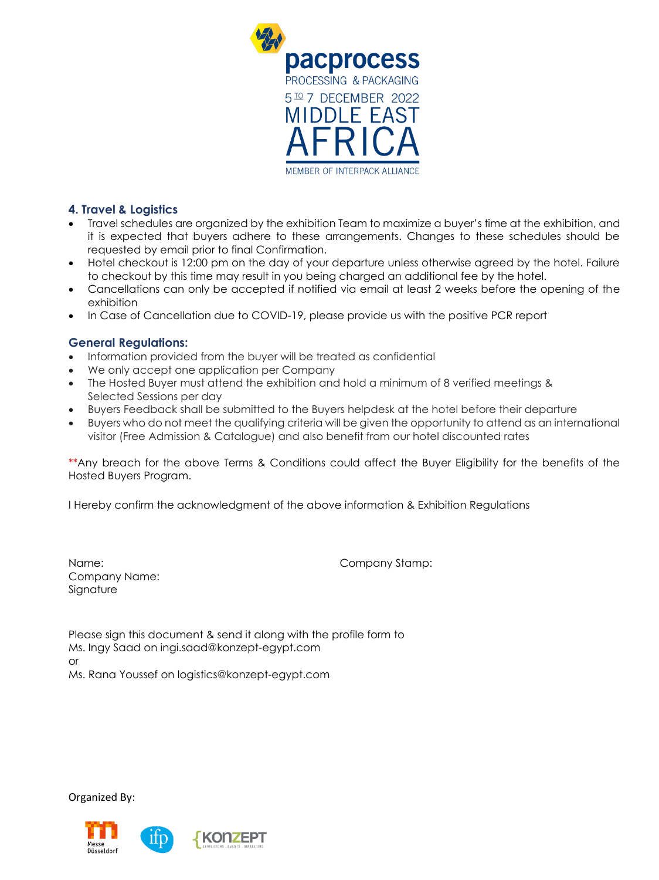pacprocess

PROCESSING & PACKAGING

5 TO 7 DECEMBER 2022

MIDDLE EAST

AFRICA

MEMBER OF INTERPACK ALLIANCE

### 4. Travel & Logistics

- Travel schedules are organized by the exhibition Team to maximize a buyer's time at the exhibition, and it is expected that buyers adhere to these arrangements. Changes to these schedules should be requested by email prior to final Confirmation.
- Hotel checkout is 12:00 pm on the day of your departure unless otherwise agreed by the hotel. Failure to checkout by this time may result in you being charged an additional fee by the hotel.
- Cancellations can only be accepted if notified via email at least 2 weeks before the opening of the exhibition
- In Case of Cancellation due to COVID-19, please provide us with the positive PCR report

### General Regulations:

- Information provided from the buyer will be treated as confidential
- We only accept one application per Company
- The Hosted Buyer must attend the exhibition and hold a minimum of 8 verified meetings & Selected Sessions per day
- Buyers Feedback shall be submitted to the Buyers helpdesk at the hotel before their departure
- Buyers who do not meet the qualifying criteria will be given the opportunity to attend as an international visitor (Free Admission & Catalogue) and also benefit from our hotel discounted rates

**Any breach for the above Terms & Conditions could affect the Buyer Eligibility for the benefits of the Hosted Buyers Program.

I Hereby confirm the acknowledgment of the above information & Exhibition Regulations

Name:

Company Name:

Signature

Company Stamp:

Please sign this document & send it along with the profile form to
Ms. Ingy Saad on ingi.saad@konzept-egypt.com
or
Ms. Rana Youssef on logistics@konzept-egypt.com

Organized By:

Messe Düsseldorf

ifp

KONZEPT EXHIBITIONS . EVENTS . MARKETING